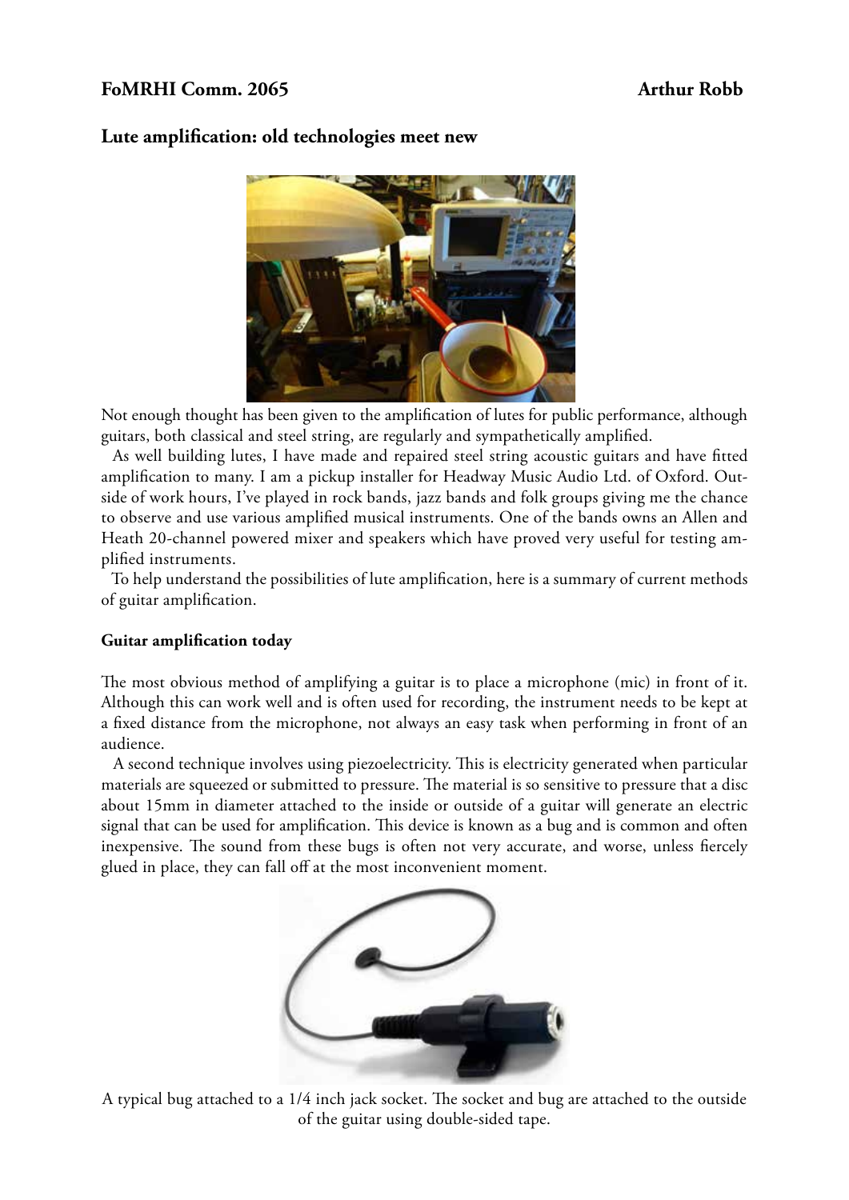# FoMRHI Comm. 2065 — Arthur Robb

## Lute amplification: old technologies meet new

Not enough thought has been given to the amplification of lutes for public performance, although guitars, both classical and steel string, are regularly and sympathetically amplified.

As well building lutes, I have made and repaired steel string acoustic guitars and have fitted amplification to many. I am a pickup installer for Headway Music Audio Ltd. of Oxford. Outside of work hours, I've played in rock bands, jazz bands and folk groups giving me the chance to observe and use various amplified musical instruments. One of the bands owns an Allen and Heath 20-channel powered mixer and speakers which have proved very useful for testing amplified instruments.

To help understand the possibilities of lute amplification, here is a summary of current methods of guitar amplification.

### Guitar amplification today

The most obvious method of amplifying a guitar is to place a microphone (mic) in front of it. Although this can work well and is often used for recording, the instrument needs to be kept at a fixed distance from the microphone, not always an easy task when performing in front of an audience.

A second technique involves using piezoelectricity. This is electricity generated when particular materials are squeezed or submitted to pressure. The material is so sensitive to pressure that a disc about 15mm in diameter attached to the inside or outside of a guitar will generate an electric signal that can be used for amplification. This device is known as a bug and is common and often inexpensive. The sound from these bugs is often not very accurate, and worse, unless fiercely glued in place, they can fall off at the most inconvenient moment.

A typical bug attached to a 1/4 inch jack socket. The socket and bug are attached to the outside of the guitar using double-sided tape.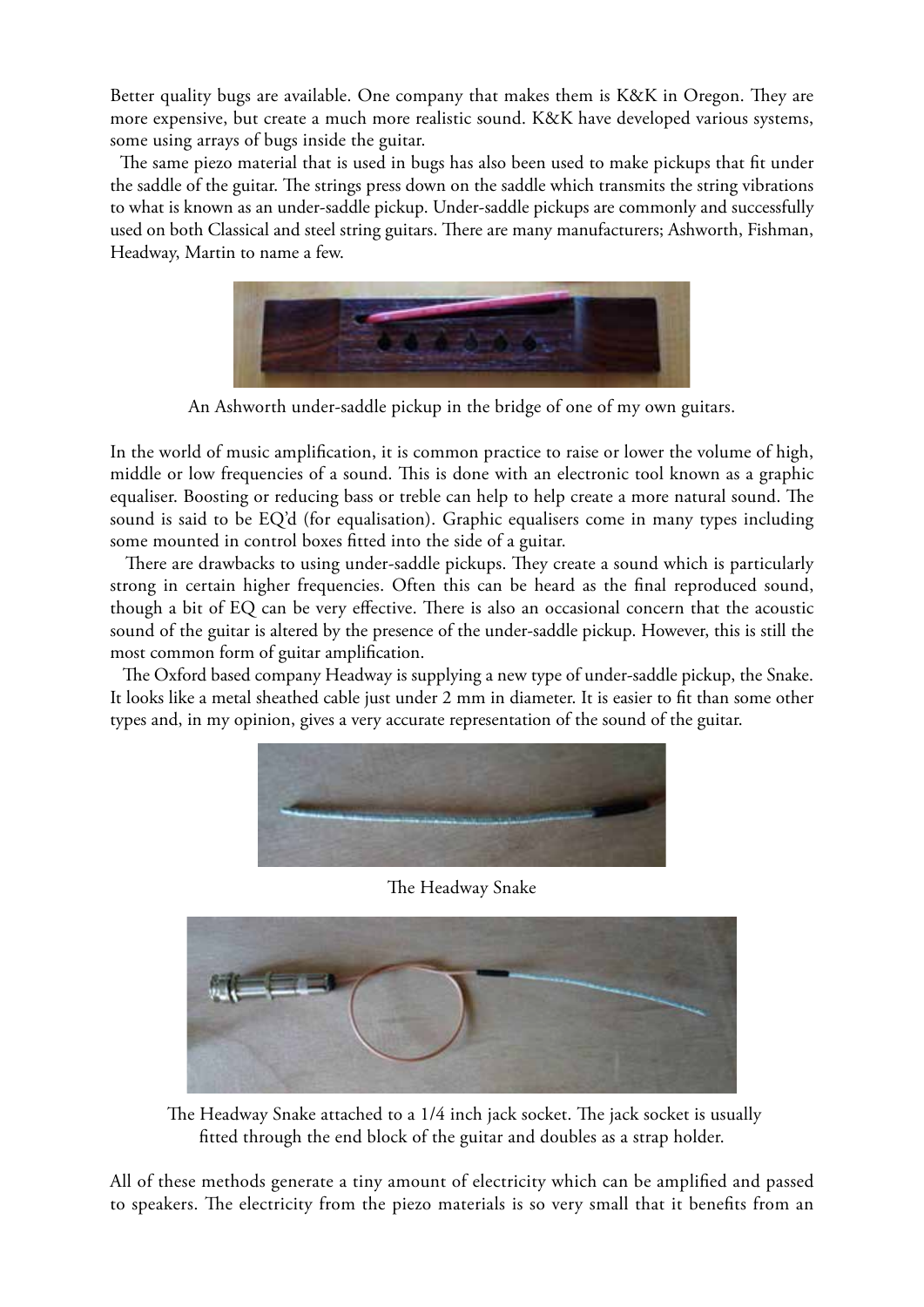Better quality bugs are available. One company that makes them is K&K in Oregon. They are more expensive, but create a much more realistic sound. K&K have developed various systems, some using arrays of bugs inside the guitar.

The same piezo material that is used in bugs has also been used to make pickups that fit under the saddle of the guitar. The strings press down on the saddle which transmits the string vibrations to what is known as an under-saddle pickup. Under-saddle pickups are commonly and successfully used on both Classical and steel string guitars. There are many manufacturers; Ashworth, Fishman, Headway, Martin to name a few.

An Ashworth under-saddle pickup in the bridge of one of my own guitars.

In the world of music amplification, it is common practice to raise or lower the volume of high, middle or low frequencies of a sound. This is done with an electronic tool known as a graphic equaliser. Boosting or reducing bass or treble can help to help create a more natural sound. The sound is said to be EQ'd (for equalisation). Graphic equalisers come in many types including some mounted in control boxes fitted into the side of a guitar.

There are drawbacks to using under-saddle pickups. They create a sound which is particularly strong in certain higher frequencies. Often this can be heard as the final reproduced sound, though a bit of EQ can be very effective. There is also an occasional concern that the acoustic sound of the guitar is altered by the presence of the under-saddle pickup. However, this is still the most common form of guitar amplification.

The Oxford based company Headway is supplying a new type of under-saddle pickup, the Snake. It looks like a metal sheathed cable just under 2 mm in diameter. It is easier to fit than some other types and, in my opinion, gives a very accurate representation of the sound of the guitar.

The Headway Snake

The Headway Snake attached to a 1/4 inch jack socket. The jack socket is usually fitted through the end block of the guitar and doubles as a strap holder.

All of these methods generate a tiny amount of electricity which can be amplified and passed to speakers. The electricity from the piezo materials is so very small that it benefits from an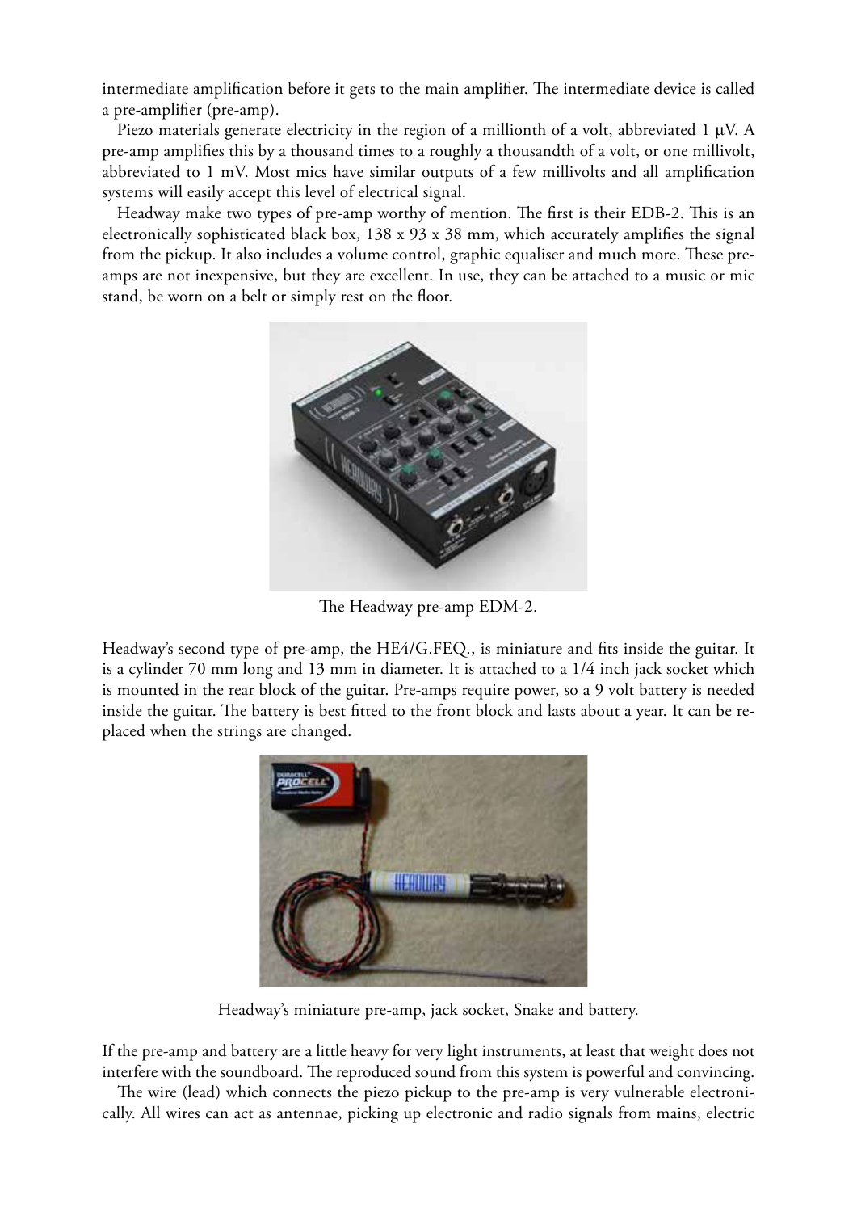intermediate amplification before it gets to the main amplifier. The intermediate device is called a pre-amplifier (pre-amp).

Piezo materials generate electricity in the region of a millionth of a volt, abbreviated 1 µV. A pre-amp amplifies this by a thousand times to a roughly a thousandth of a volt, or one millivolt, abbreviated to 1 mV. Most mics have similar outputs of a few millivolts and all amplification systems will easily accept this level of electrical signal.

Headway make two types of pre-amp worthy of mention. The first is their EDB-2. This is an electronically sophisticated black box, 138 x 93 x 38 mm, which accurately amplifies the signal from the pickup. It also includes a volume control, graphic equaliser and much more. These pre-amps are not inexpensive, but they are excellent. In use, they can be attached to a music or mic stand, be worn on a belt or simply rest on the floor.

The Headway pre-amp EDM-2.

Headway's second type of pre-amp, the HE4/G.FEQ., is miniature and fits inside the guitar. It is a cylinder 70 mm long and 13 mm in diameter. It is attached to a 1/4 inch jack socket which is mounted in the rear block of the guitar. Pre-amps require power, so a 9 volt battery is needed inside the guitar. The battery is best fitted to the front block and lasts about a year. It can be replaced when the strings are changed.

Headway's miniature pre-amp, jack socket, Snake and battery.

If the pre-amp and battery are a little heavy for very light instruments, at least that weight does not interfere with the soundboard. The reproduced sound from this system is powerful and convincing.

The wire (lead) which connects the piezo pickup to the pre-amp is very vulnerable electronically. All wires can act as antennae, picking up electronic and radio signals from mains, electric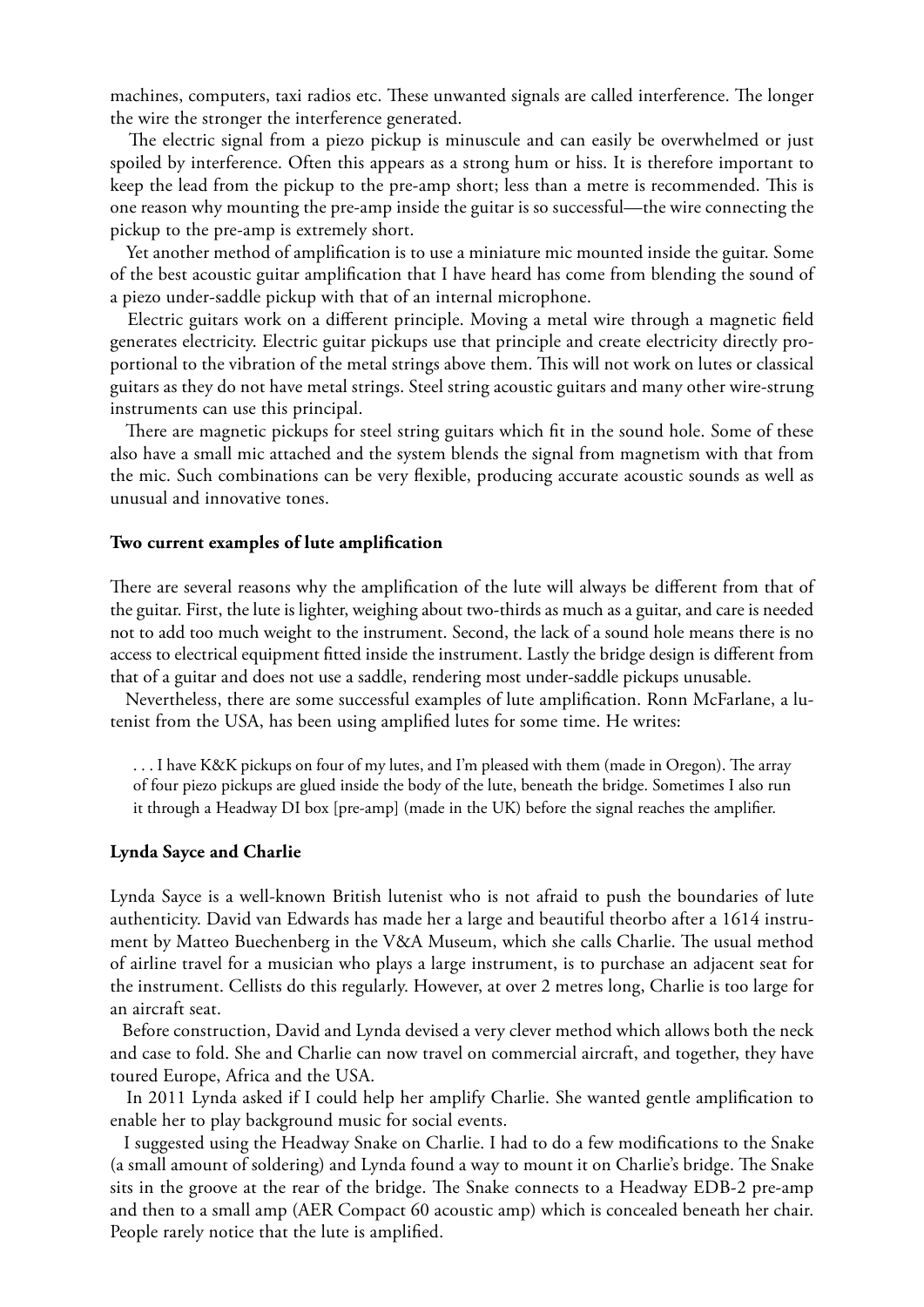machines, computers, taxi radios etc. These unwanted signals are called interference. The longer the wire the stronger the interference generated.

The electric signal from a piezo pickup is minuscule and can easily be overwhelmed or just spoiled by interference. Often this appears as a strong hum or hiss. It is therefore important to keep the lead from the pickup to the pre-amp short; less than a metre is recommended. This is one reason why mounting the pre-amp inside the guitar is so successful—the wire connecting the pickup to the pre-amp is extremely short.

Yet another method of amplification is to use a miniature mic mounted inside the guitar. Some of the best acoustic guitar amplification that I have heard has come from blending the sound of a piezo under-saddle pickup with that of an internal microphone.

Electric guitars work on a different principle. Moving a metal wire through a magnetic field generates electricity. Electric guitar pickups use that principle and create electricity directly proportional to the vibration of the metal strings above them. This will not work on lutes or classical guitars as they do not have metal strings. Steel string acoustic guitars and many other wire-strung instruments can use this principal.

There are magnetic pickups for steel string guitars which fit in the sound hole. Some of these also have a small mic attached and the system blends the signal from magnetism with that from the mic. Such combinations can be very flexible, producing accurate acoustic sounds as well as unusual and innovative tones.

**Two current examples of lute amplification**

There are several reasons why the amplification of the lute will always be different from that of the guitar. First, the lute is lighter, weighing about two-thirds as much as a guitar, and care is needed not to add too much weight to the instrument. Second, the lack of a sound hole means there is no access to electrical equipment fitted inside the instrument. Lastly the bridge design is different from that of a guitar and does not use a saddle, rendering most under-saddle pickups unusable.

Nevertheless, there are some successful examples of lute amplification. Ronn McFarlane, a lutenist from the USA, has been using amplified lutes for some time. He writes:

> . . . I have K&K pickups on four of my lutes, and I'm pleased with them (made in Oregon). The array of four piezo pickups are glued inside the body of the lute, beneath the bridge. Sometimes I also run it through a Headway DI box [pre-amp] (made in the UK) before the signal reaches the amplifier.

**Lynda Sayce and Charlie**

Lynda Sayce is a well-known British lutenist who is not afraid to push the boundaries of lute authenticity. David van Edwards has made her a large and beautiful theorbo after a 1614 instrument by Matteo Buechenberg in the V&A Museum, which she calls Charlie. The usual method of airline travel for a musician who plays a large instrument, is to purchase an adjacent seat for the instrument. Cellists do this regularly. However, at over 2 metres long, Charlie is too large for an aircraft seat.

Before construction, David and Lynda devised a very clever method which allows both the neck and case to fold. She and Charlie can now travel on commercial aircraft, and together, they have toured Europe, Africa and the USA.

In 2011 Lynda asked if I could help her amplify Charlie. She wanted gentle amplification to enable her to play background music for social events.

I suggested using the Headway Snake on Charlie. I had to do a few modifications to the Snake (a small amount of soldering) and Lynda found a way to mount it on Charlie's bridge. The Snake sits in the groove at the rear of the bridge. The Snake connects to a Headway EDB-2 pre-amp and then to a small amp (AER Compact 60 acoustic amp) which is concealed beneath her chair. People rarely notice that the lute is amplified.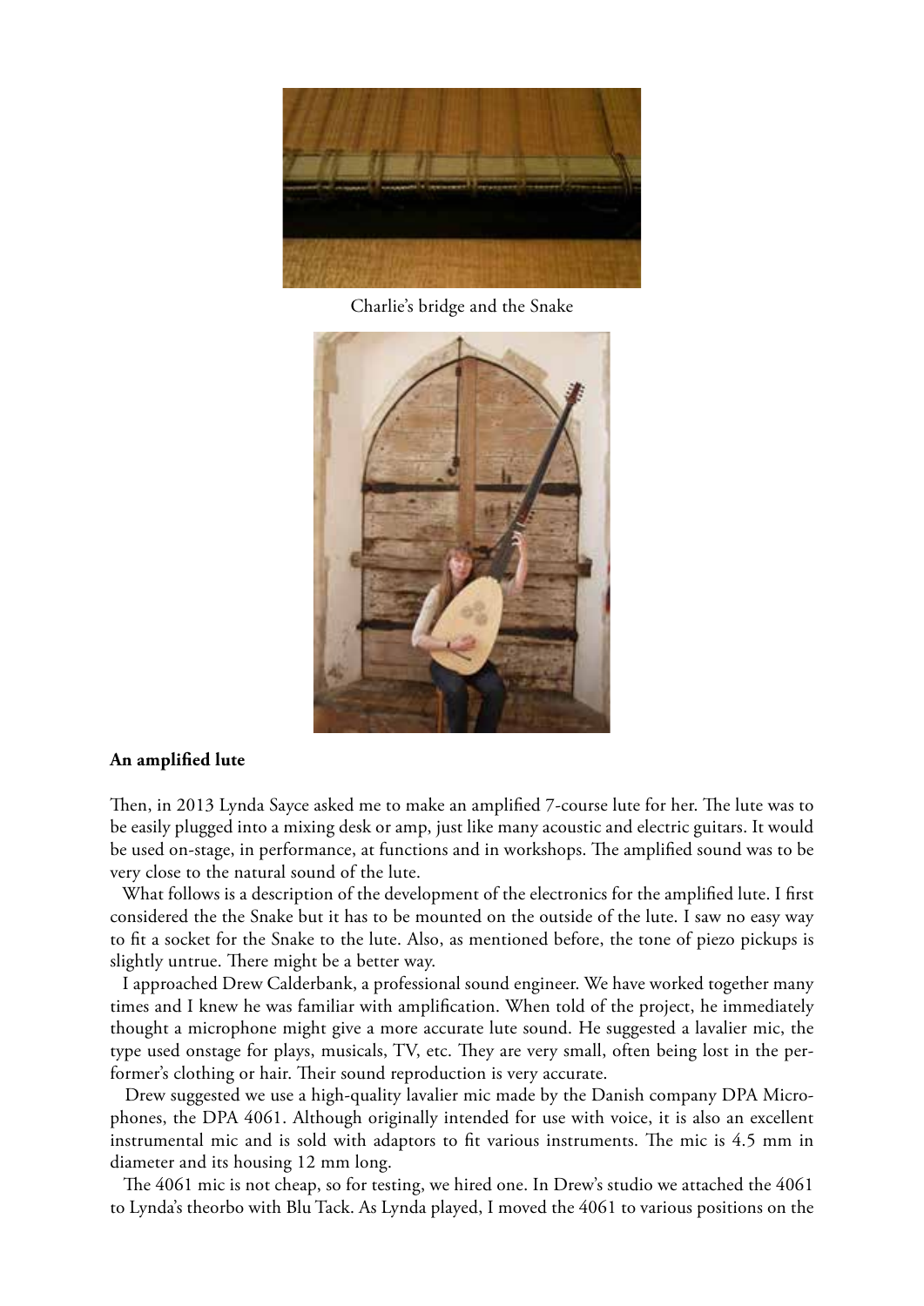Charlie's bridge and the Snake

**An amplified lute**

Then, in 2013 Lynda Sayce asked me to make an amplified 7-course lute for her. The lute was to be easily plugged into a mixing desk or amp, just like many acoustic and electric guitars. It would be used on-stage, in performance, at functions and in workshops. The amplified sound was to be very close to the natural sound of the lute.

What follows is a description of the development of the electronics for the amplified lute. I first considered the the Snake but it has to be mounted on the outside of the lute. I saw no easy way to fit a socket for the Snake to the lute. Also, as mentioned before, the tone of piezo pickups is slightly untrue. There might be a better way.

I approached Drew Calderbank, a professional sound engineer. We have worked together many times and I knew he was familiar with amplification. When told of the project, he immediately thought a microphone might give a more accurate lute sound. He suggested a lavalier mic, the type used onstage for plays, musicals, TV, etc. They are very small, often being lost in the performer's clothing or hair. Their sound reproduction is very accurate.

Drew suggested we use a high-quality lavalier mic made by the Danish company DPA Microphones, the DPA 4061. Although originally intended for use with voice, it is also an excellent instrumental mic and is sold with adaptors to fit various instruments. The mic is 4.5 mm in diameter and its housing 12 mm long.

The 4061 mic is not cheap, so for testing, we hired one. In Drew's studio we attached the 4061 to Lynda's theorbo with Blu Tack. As Lynda played, I moved the 4061 to various positions on the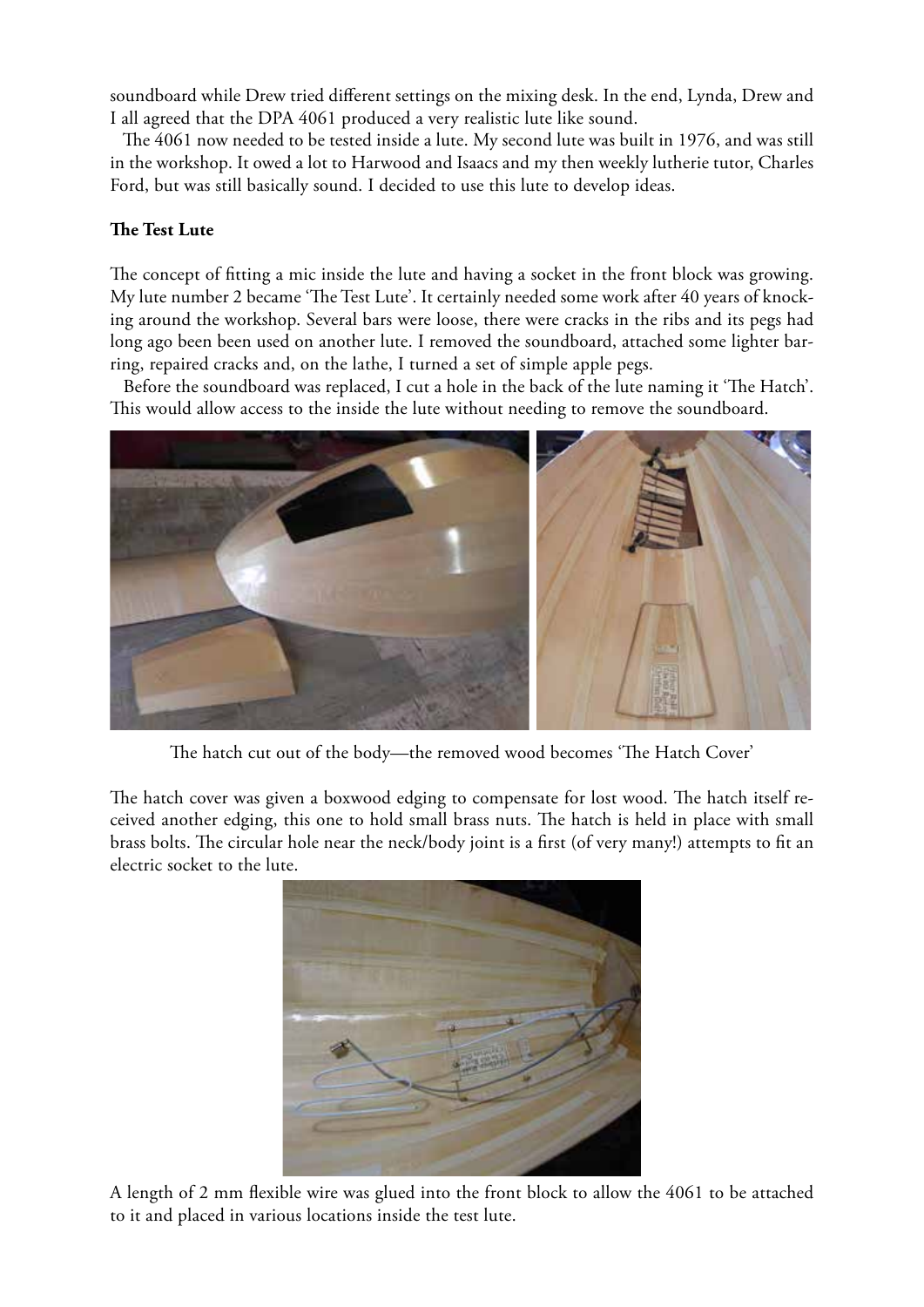soundboard while Drew tried different settings on the mixing desk. In the end, Lynda, Drew and I all agreed that the DPA 4061 produced a very realistic lute like sound.

The 4061 now needed to be tested inside a lute. My second lute was built in 1976, and was still in the workshop. It owed a lot to Harwood and Isaacs and my then weekly lutherie tutor, Charles Ford, but was still basically sound. I decided to use this lute to develop ideas.

**The Test Lute**

The concept of fitting a mic inside the lute and having a socket in the front block was growing. My lute number 2 became 'The Test Lute'. It certainly needed some work after 40 years of knocking around the workshop. Several bars were loose, there were cracks in the ribs and its pegs had long ago been been used on another lute. I removed the soundboard, attached some lighter barring, repaired cracks and, on the lathe, I turned a set of simple apple pegs.

Before the soundboard was replaced, I cut a hole in the back of the lute naming it 'The Hatch'. This would allow access to the inside the lute without needing to remove the soundboard.

The hatch cut out of the body—the removed wood becomes 'The Hatch Cover'

The hatch cover was given a boxwood edging to compensate for lost wood. The hatch itself received another edging, this one to hold small brass nuts. The hatch is held in place with small brass bolts. The circular hole near the neck/body joint is a first (of very many!) attempts to fit an electric socket to the lute.

A length of 2 mm flexible wire was glued into the front block to allow the 4061 to be attached to it and placed in various locations inside the test lute.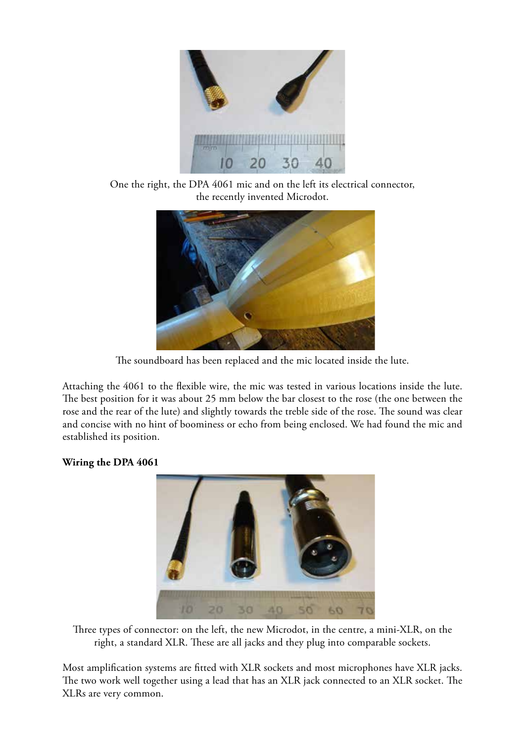One the right, the DPA 4061 mic and on the left its electrical connector, the recently invented Microdot.

The soundboard has been replaced and the mic located inside the lute.

Attaching the 4061 to the flexible wire, the mic was tested in various locations inside the lute. The best position for it was about 25 mm below the bar closest to the rose (the one between the rose and the rear of the lute) and slightly towards the treble side of the rose. The sound was clear and concise with no hint of boominess or echo from being enclosed. We had found the mic and established its position.

**Wiring the DPA 4061**

Three types of connector: on the left, the new Microdot, in the centre, a mini-XLR, on the right, a standard XLR. These are all jacks and they plug into comparable sockets.

Most amplification systems are fitted with XLR sockets and most microphones have XLR jacks. The two work well together using a lead that has an XLR jack connected to an XLR socket. The XLRs are very common.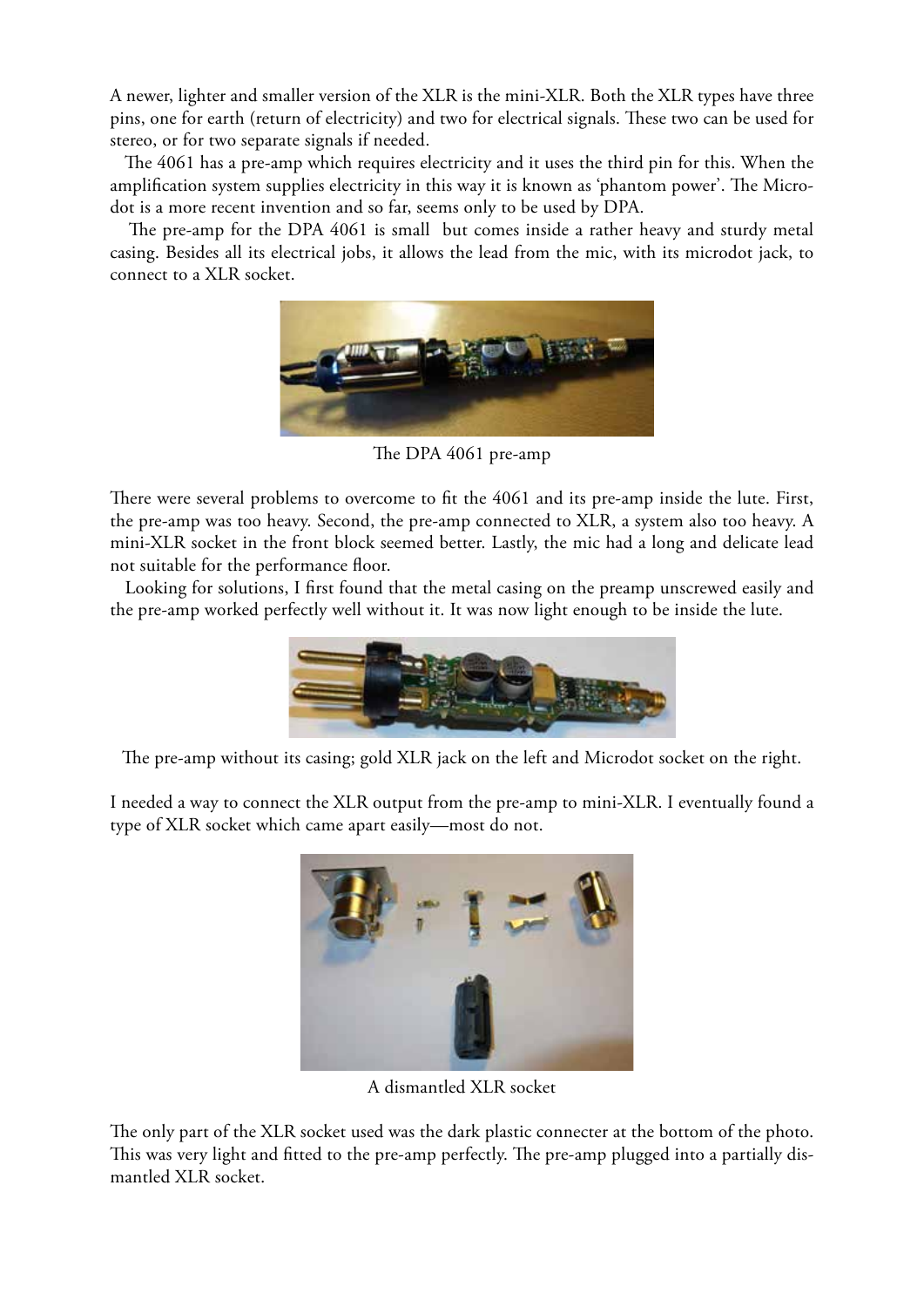A newer, lighter and smaller version of the XLR is the mini-XLR. Both the XLR types have three pins, one for earth (return of electricity) and two for electrical signals. These two can be used for stereo, or for two separate signals if needed.

The 4061 has a pre-amp which requires electricity and it uses the third pin for this. When the amplification system supplies electricity in this way it is known as 'phantom power'. The Microdot is a more recent invention and so far, seems only to be used by DPA.

The pre-amp for the DPA 4061 is small but comes inside a rather heavy and sturdy metal casing. Besides all its electrical jobs, it allows the lead from the mic, with its microdot jack, to connect to a XLR socket.

The DPA 4061 pre-amp

There were several problems to overcome to fit the 4061 and its pre-amp inside the lute. First, the pre-amp was too heavy. Second, the pre-amp connected to XLR, a system also too heavy. A mini-XLR socket in the front block seemed better. Lastly, the mic had a long and delicate lead not suitable for the performance floor.

Looking for solutions, I first found that the metal casing on the preamp unscrewed easily and the pre-amp worked perfectly well without it. It was now light enough to be inside the lute.

The pre-amp without its casing; gold XLR jack on the left and Microdot socket on the right.

I needed a way to connect the XLR output from the pre-amp to mini-XLR. I eventually found a type of XLR socket which came apart easily—most do not.

A dismantled XLR socket

The only part of the XLR socket used was the dark plastic connecter at the bottom of the photo. This was very light and fitted to the pre-amp perfectly. The pre-amp plugged into a partially dismantled XLR socket.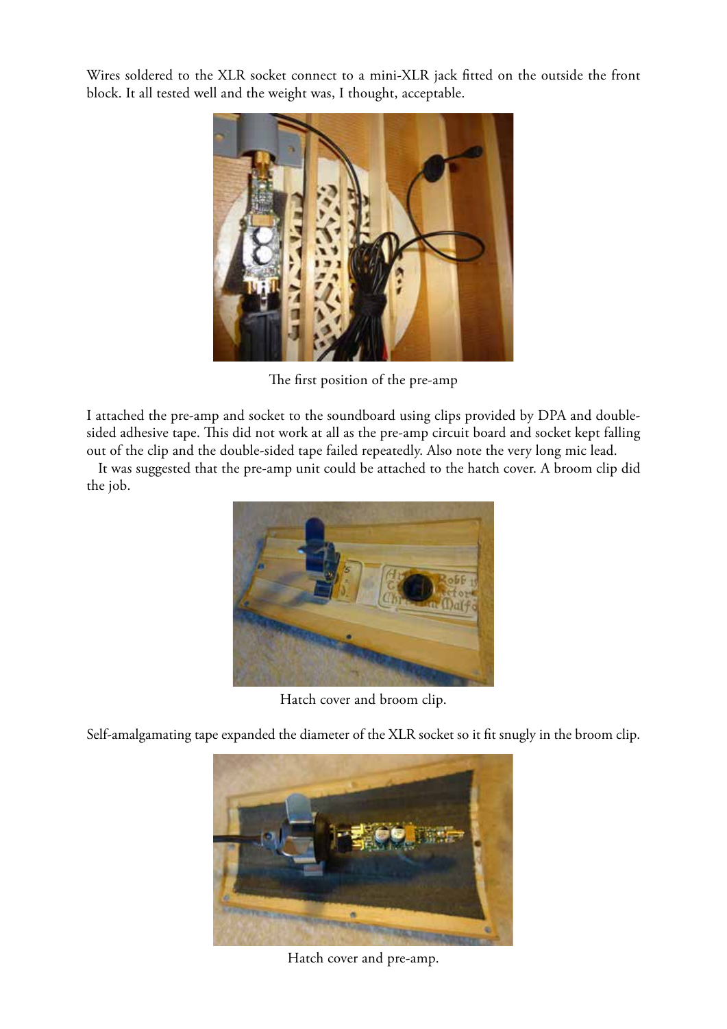Wires soldered to the XLR socket connect to a mini-XLR jack fitted on the outside the front block. It all tested well and the weight was, I thought, acceptable.

The first position of the pre-amp

I attached the pre-amp and socket to the soundboard using clips provided by DPA and double-sided adhesive tape. This did not work at all as the pre-amp circuit board and socket kept falling out of the clip and the double-sided tape failed repeatedly. Also note the very long mic lead.

It was suggested that the pre-amp unit could be attached to the hatch cover. A broom clip did the job.

Hatch cover and broom clip.

Self-amalgamating tape expanded the diameter of the XLR socket so it fit snugly in the broom clip.

Hatch cover and pre-amp.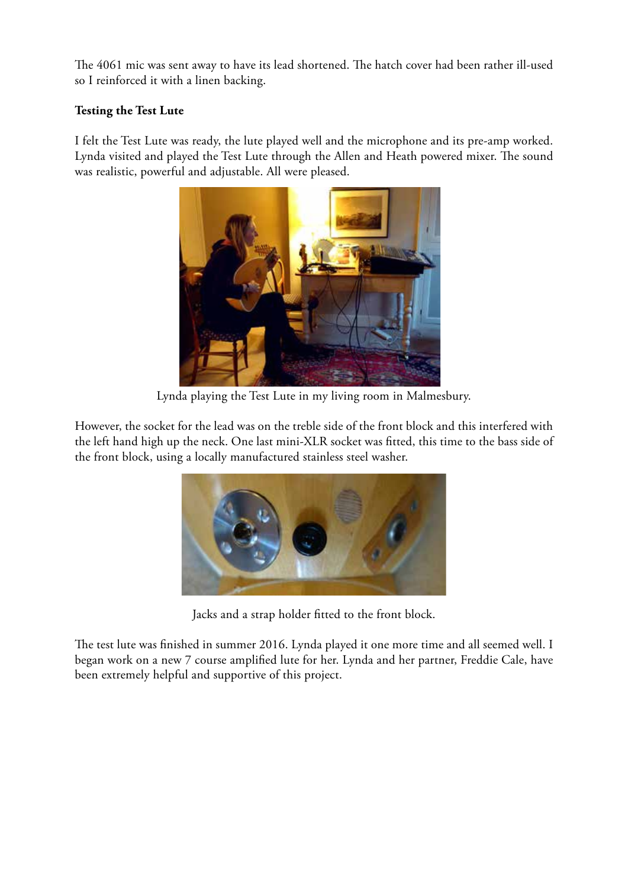The 4061 mic was sent away to have its lead shortened. The hatch cover had been rather ill-used so I reinforced it with a linen backing.

**Testing the Test Lute**

I felt the Test Lute was ready, the lute played well and the microphone and its pre-amp worked. Lynda visited and played the Test Lute through the Allen and Heath powered mixer. The sound was realistic, powerful and adjustable. All were pleased.

Lynda playing the Test Lute in my living room in Malmesbury.

However, the socket for the lead was on the treble side of the front block and this interfered with the left hand high up the neck. One last mini-XLR socket was fitted, this time to the bass side of the front block, using a locally manufactured stainless steel washer.

Jacks and a strap holder fitted to the front block.

The test lute was finished in summer 2016. Lynda played it one more time and all seemed well. I began work on a new 7 course amplified lute for her. Lynda and her partner, Freddie Cale, have been extremely helpful and supportive of this project.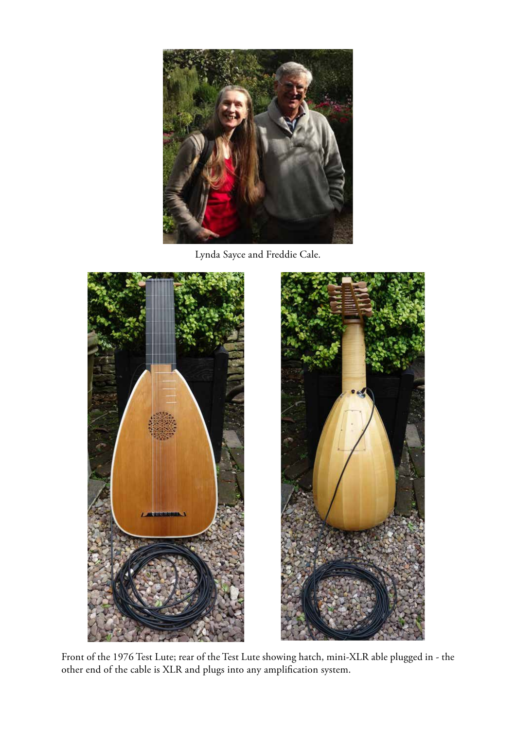Lynda Sayce and Freddie Cale.

Front of the 1976 Test Lute; rear of the Test Lute showing hatch, mini-XLR able plugged in - the other end of the cable is XLR and plugs into any amplification system.